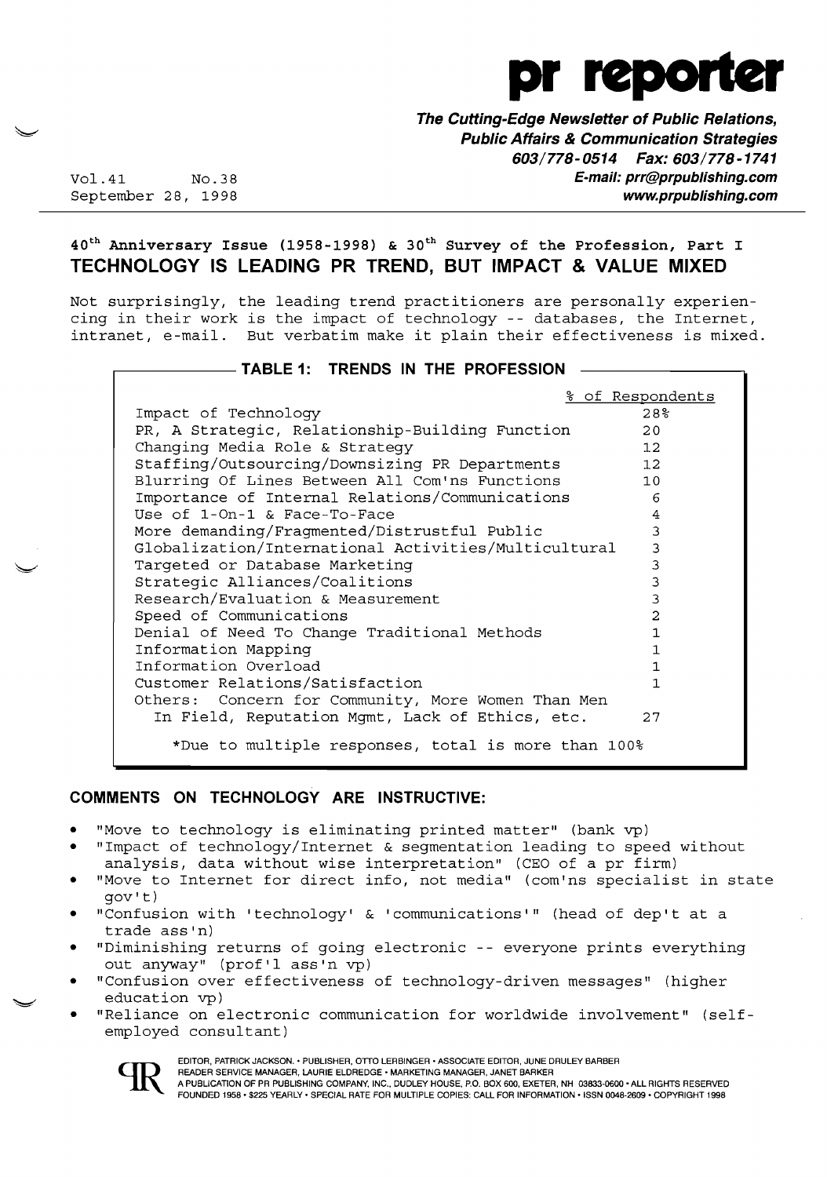# pr reporter

**The Cutting-Edge Newsletter of Public Relations, Public Affairs & Communication Strategies**
**603/778-0514 Fax: 603/778-1741**
**E-mail: prr@prpublishing.com**
**www.prpublishing.com**

Vol.41 No.38
September 28, 1998

**40th Anniversary Issue (1958-1998) & 30th Survey of the Profession, Part I**

## TECHNOLOGY IS LEADING PR TREND, BUT IMPACT & VALUE MIXED

Not surprisingly, the leading trend practitioners are personally experiencing in their work is the impact of technology -- databases, the Internet, intranet, e-mail. But verbatim make it plain their effectiveness is mixed.

**TABLE 1: TRENDS IN THE PROFESSION**

| | % of Respondents |
|---|---|
| Impact of Technology | 28% |
| PR, A Strategic, Relationship-Building Function | 20 |
| Changing Media Role & Strategy | 12 |
| Staffing/Outsourcing/Downsizing PR Departments | 12 |
| Blurring Of Lines Between All Com'ns Functions | 10 |
| Importance of Internal Relations/Communications | 6 |
| Use of 1-On-1 & Face-To-Face | 4 |
| More demanding/Fragmented/Distrustful Public | 3 |
| Globalization/International Activities/Multicultural | 3 |
| Targeted or Database Marketing | 3 |
| Strategic Alliances/Coalitions | 3 |
| Research/Evaluation & Measurement | 3 |
| Speed of Communications | 2 |
| Denial of Need To Change Traditional Methods | 1 |
| Information Mapping | 1 |
| Information Overload | 1 |
| Customer Relations/Satisfaction | 1 |
| Others: Concern for Community, More Women Than Men In Field, Reputation Mgmt, Lack of Ethics, etc. | 27 |

*Due to multiple responses, total is more than 100%

### COMMENTS ON TECHNOLOGY ARE INSTRUCTIVE:

- "Move to technology is eliminating printed matter" (bank vp)
- "Impact of technology/Internet & segmentation leading to speed without analysis, data without wise interpretation" (CEO of a pr firm)
- "Move to Internet for direct info, not media" (com'ns specialist in state gov't)
- "Confusion with 'technology' & 'communications'" (head of dep't at a trade ass'n)
- "Diminishing returns of going electronic -- everyone prints everything out anyway" (prof'l ass'n vp)
- "Confusion over effectiveness of technology-driven messages" (higher education vp)
- "Reliance on electronic communication for worldwide involvement" (self-employed consultant)

EDITOR, PATRICK JACKSON. • PUBLISHER, OTTO LERBINGER • ASSOCIATE EDITOR, JUNE DRULEY BARBER
READER SERVICE MANAGER, LAURIE ELDREDGE • MARKETING MANAGER, JANET BARKER
A PUBLICATION OF PR PUBLISHING COMPANY, INC., DUDLEY HOUSE, P.O. BOX 600, EXETER, NH 03833-0600 • ALL RIGHTS RESERVED
FOUNDED 1958 • $225 YEARLY • SPECIAL RATE FOR MULTIPLE COPIES: CALL FOR INFORMATION • ISSN 0048-2609 • COPYRIGHT 1998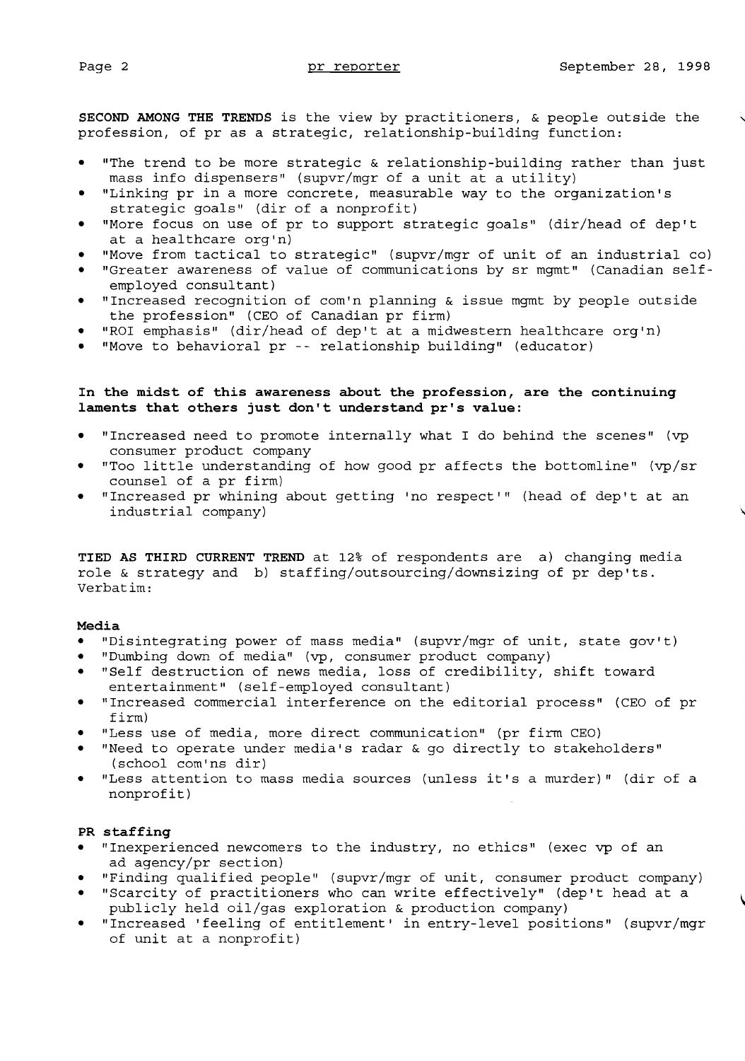**SECOND AMONG THE TRENDS** is the view by practitioners, & people outside the profession, of pr as a strategic, relationship-building function:

- "The trend to be more strategic & relationship-building rather than just mass info dispensers" (supvr/mgr of a unit at a utility)
- "Linking pr in a more concrete, measurable way to the organization's strategic goals" (dir of a nonprofit)
- "More focus on use of pr to support strategic goals" (dir/head of dep't at a healthcare org'n)
- "Move from tactical to strategic" (supvr/mgr of unit of an industrial co)
- "Greater awareness of value of communications by sr mgmt" (Canadian self-employed consultant)
- "Increased recognition of com'n planning & issue mgmt by people outside the profession" (CEO of Canadian pr firm)
- "ROI emphasis" (dir/head of dep't at a midwestern healthcare org'n)
- "Move to behavioral pr -- relationship building" (educator)

**In the midst of this awareness about the profession, are the continuing laments that others just don't understand pr's value:**

- "Increased need to promote internally what I do behind the scenes" (vp consumer product company
- "Too little understanding of how good pr affects the bottomline" (vp/sr counsel of a pr firm)
- "Increased pr whining about getting 'no respect'" (head of dep't at an industrial company)

**TIED AS THIRD CURRENT TREND** at 12% of respondents are a) changing media role & strategy and b) staffing/outsourcing/downsizing of pr dep'ts. Verbatim:

**Media**

- "Disintegrating power of mass media" (supvr/mgr of unit, state gov't)
- "Dumbing down of media" (vp, consumer product company)
- "Self destruction of news media, loss of credibility, shift toward entertainment" (self-employed consultant)
- "Increased commercial interference on the editorial process" (CEO of pr firm)
- "Less use of media, more direct communication" (pr firm CEO)
- "Need to operate under media's radar & go directly to stakeholders" (school com'ns dir)
- "Less attention to mass media sources (unless it's a murder)" (dir of a nonprofit)

**PR staffing**

- "Inexperienced newcomers to the industry, no ethics" (exec vp of an ad agency/pr section)
- "Finding qualified people" (supvr/mgr of unit, consumer product company)
- "Scarcity of practitioners who can write effectively" (dep't head at a publicly held oil/gas exploration & production company)
- "Increased 'feeling of entitlement' in entry-level positions" (supvr/mgr of unit at a nonprofit)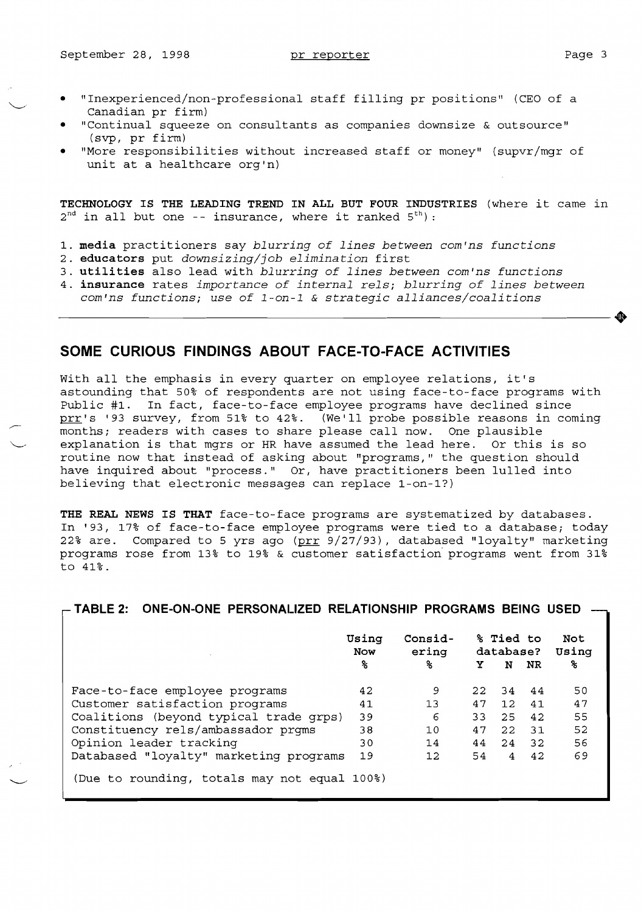- "Inexperienced/non-professional staff filling pr positions" (CEO of a Canadian pr firm)
- "Continual squeeze on consultants as companies downsize & outsource" (svp, pr firm)
- "More responsibilities without increased staff or money" (supvr/mgr of unit at a healthcare org'n)

**TECHNOLOGY IS THE LEADING TREND IN ALL BUT FOUR INDUSTRIES** (where it came in 2nd in all but one -- insurance, where it ranked 5th):

1. **media** practitioners say *blurring of lines between com'ns functions*
2. **educators** put *downsizing/job elimination* first
3. **utilities** also lead with *blurring of lines between com'ns functions*
4. **insurance** rates *importance of internal rels; blurring of lines between com'ns functions; use of 1-on-1 & strategic alliances/coalitions*

---

## SOME CURIOUS FINDINGS ABOUT FACE-TO-FACE ACTIVITIES

With all the emphasis in every quarter on employee relations, it's astounding that 50% of respondents are not using face-to-face programs with Public #1. In fact, face-to-face employee programs have declined since prr's '93 survey, from 51% to 42%. (We'll probe possible reasons in coming months; readers with cases to share please call now. One plausible explanation is that mgrs or HR have assumed the lead here. Or this is so routine now that instead of asking about "programs," the question should have inquired about "process." Or, have practitioners been lulled into believing that electronic messages can replace 1-on-1?)

**THE REAL NEWS IS THAT** face-to-face programs are systematized by databases. In '93, 17% of face-to-face employee programs were tied to a database; today 22% are. Compared to 5 yrs ago (prr 9/27/93), databased "loyalty" marketing programs rose from 13% to 19% & customer satisfaction programs went from 31% to 41%.

**TABLE 2: ONE-ON-ONE PERSONALIZED RELATIONSHIP PROGRAMS BEING USED**

| | Using Now % | Considering % | % Tied to database? Y | N | NR | Not Using % |
|---|---|---|---|---|---|---|
| Face-to-face employee programs | 42 | 9 | 22 | 34 | 44 | 50 |
| Customer satisfaction programs | 41 | 13 | 47 | 12 | 41 | 47 |
| Coalitions (beyond typical trade grps) | 39 | 6 | 33 | 25 | 42 | 55 |
| Constituency rels/ambassador prgms | 38 | 10 | 47 | 22 | 31 | 52 |
| Opinion leader tracking | 30 | 14 | 44 | 24 | 32 | 56 |
| Databased "loyalty" marketing programs | 19 | 12 | 54 | 4 | 42 | 69 |

(Due to rounding, totals may not equal 100%)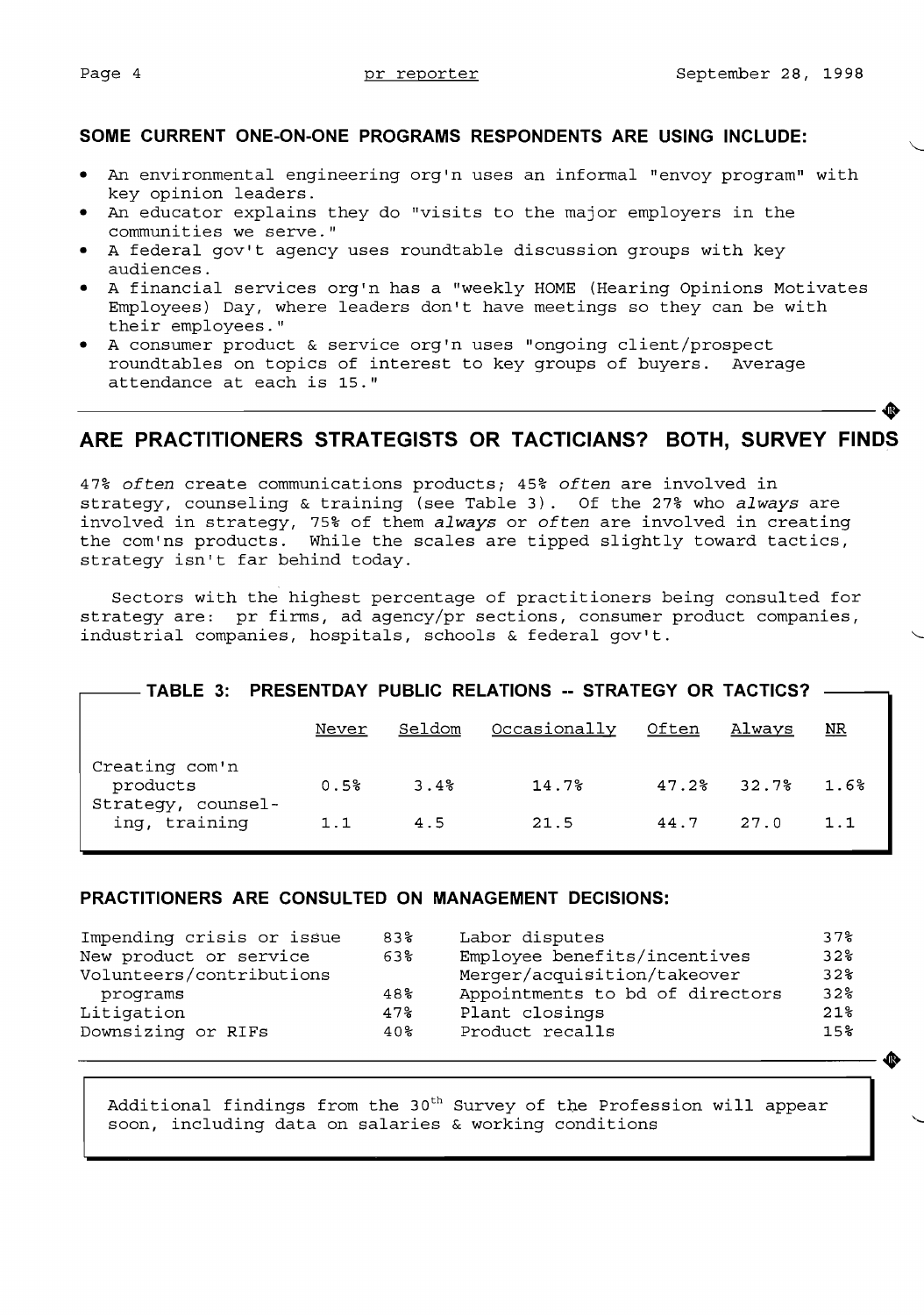## SOME CURRENT ONE-ON-ONE PROGRAMS RESPONDENTS ARE USING INCLUDE:

- An environmental engineering org'n uses an informal "envoy program" with key opinion leaders.
- An educator explains they do "visits to the major employers in the communities we serve."
- A federal gov't agency uses roundtable discussion groups with key audiences.
- A financial services org'n has a "weekly HOME (Hearing Opinions Motivates Employees) Day, where leaders don't have meetings so they can be with their employees."
- A consumer product & service org'n uses "ongoing client/prospect roundtables on topics of interest to key groups of buyers. Average attendance at each is 15."

---

## ARE PRACTITIONERS STRATEGISTS OR TACTICIANS? BOTH, SURVEY FINDS

47% *often* create communications products; 45% *often* are involved in strategy, counseling & training (see Table 3). Of the 27% who *always* are involved in strategy, 75% of them *always* or *often* are involved in creating the com'ns products. While the scales are tipped slightly toward tactics, strategy isn't far behind today.

Sectors with the highest percentage of practitioners being consulted for strategy are: pr firms, ad agency/pr sections, consumer product companies, industrial companies, hospitals, schools & federal gov't.

### TABLE 3: PRESENTDAY PUBLIC RELATIONS -- STRATEGY OR TACTICS?

| | Never | Seldom | Occasionally | Often | Always | NR |
|---|---|---|---|---|---|---|
| Creating com'n products | 0.5% | 3.4% | 14.7% | 47.2% | 32.7% | 1.6% |
| Strategy, counseling, training | 1.1 | 4.5 | 21.5 | 44.7 | 27.0 | 1.1 |

### PRACTITIONERS ARE CONSULTED ON MANAGEMENT DECISIONS:

| | | | |
|---|---|---|---|
| Impending crisis or issue | 83% | Labor disputes | 37% |
| New product or service | 63% | Employee benefits/incentives | 32% |
| Volunteers/contributions programs | 48% | Merger/acquisition/takeover | 32% |
| Litigation | 47% | Appointments to bd of directors | 32% |
| Downsizing or RIFs | 40% | Plant closings | 21% |
| | | Product recalls | 15% |

---

Additional findings from the 30th Survey of the Profession will appear soon, including data on salaries & working conditions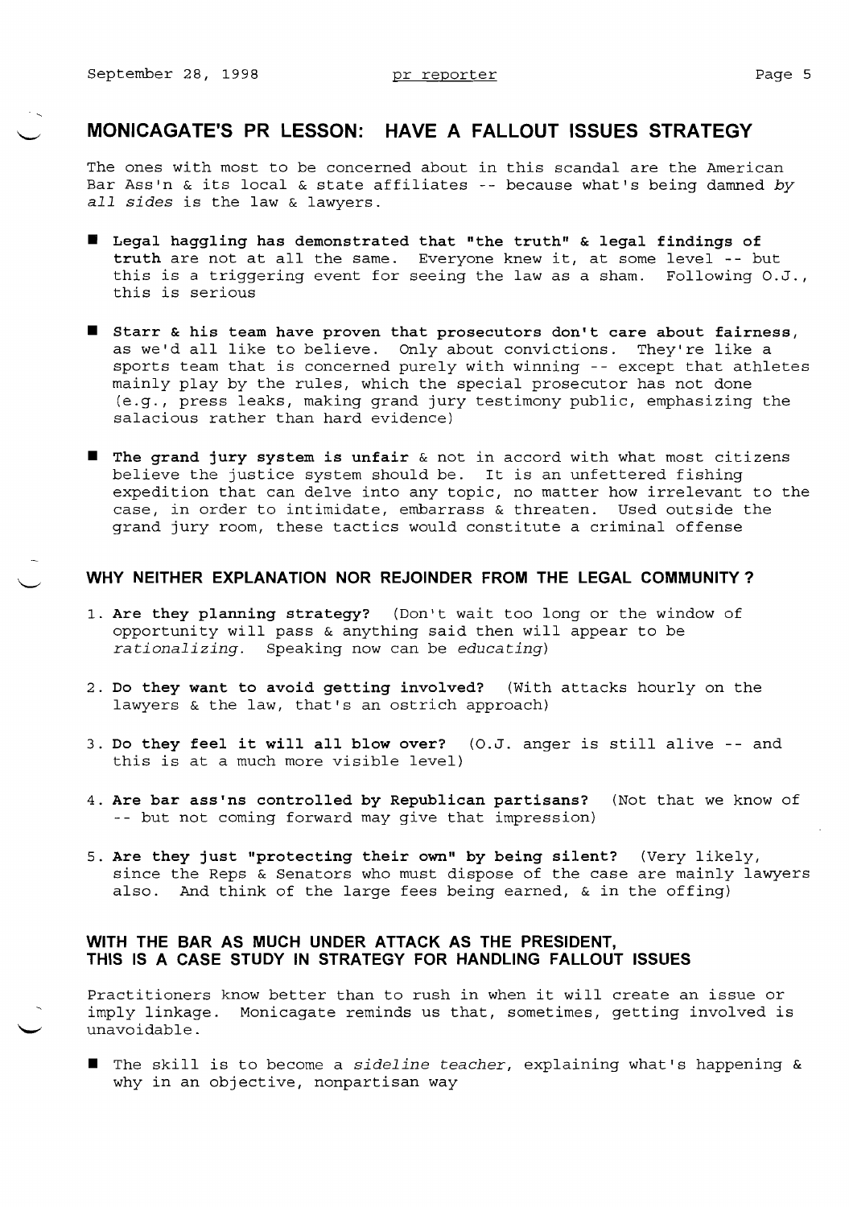## MONICAGATE'S PR LESSON: HAVE A FALLOUT ISSUES STRATEGY

The ones with most to be concerned about in this scandal are the American Bar Ass'n & its local & state affiliates -- because what's being damned *by all sides* is the law & lawyers.

- **Legal haggling has demonstrated that "the truth" & legal findings of truth** are not at all the same. Everyone knew it, at some level -- but this is a triggering event for seeing the law as a sham. Following O.J., this is serious

- **Starr & his team have proven that prosecutors don't care about fairness,** as we'd all like to believe. Only about convictions. They're like a sports team that is concerned purely with winning -- except that athletes mainly play by the rules, which the special prosecutor has not done (e.g., press leaks, making grand jury testimony public, emphasizing the salacious rather than hard evidence)

- **The grand jury system is unfair** & not in accord with what most citizens believe the justice system should be. It is an unfettered fishing expedition that can delve into any topic, no matter how irrelevant to the case, in order to intimidate, embarrass & threaten. Used outside the grand jury room, these tactics would constitute a criminal offense

### WHY NEITHER EXPLANATION NOR REJOINDER FROM THE LEGAL COMMUNITY ?

1. **Are they planning strategy?** (Don't wait too long or the window of opportunity will pass & anything said then will appear to be *rationalizing*. Speaking now can be *educating*)

2. **Do they want to avoid getting involved?** (With attacks hourly on the lawyers & the law, that's an ostrich approach)

3. **Do they feel it will all blow over?** (O.J. anger is still alive -- and this is at a much more visible level)

4. **Are bar ass'ns controlled by Republican partisans?** (Not that we know of -- but not coming forward may give that impression)

5. **Are they just "protecting their own" by being silent?** (Very likely, since the Reps & Senators who must dispose of the case are mainly lawyers also. And think of the large fees being earned, & in the offing)

### WITH THE BAR AS MUCH UNDER ATTACK AS THE PRESIDENT, THIS IS A CASE STUDY IN STRATEGY FOR HANDLING FALLOUT ISSUES

Practitioners know better than to rush in when it will create an issue or imply linkage. Monicagate reminds us that, sometimes, getting involved is unavoidable.

- The skill is to become a *sideline teacher*, explaining what's happening & why in an objective, nonpartisan way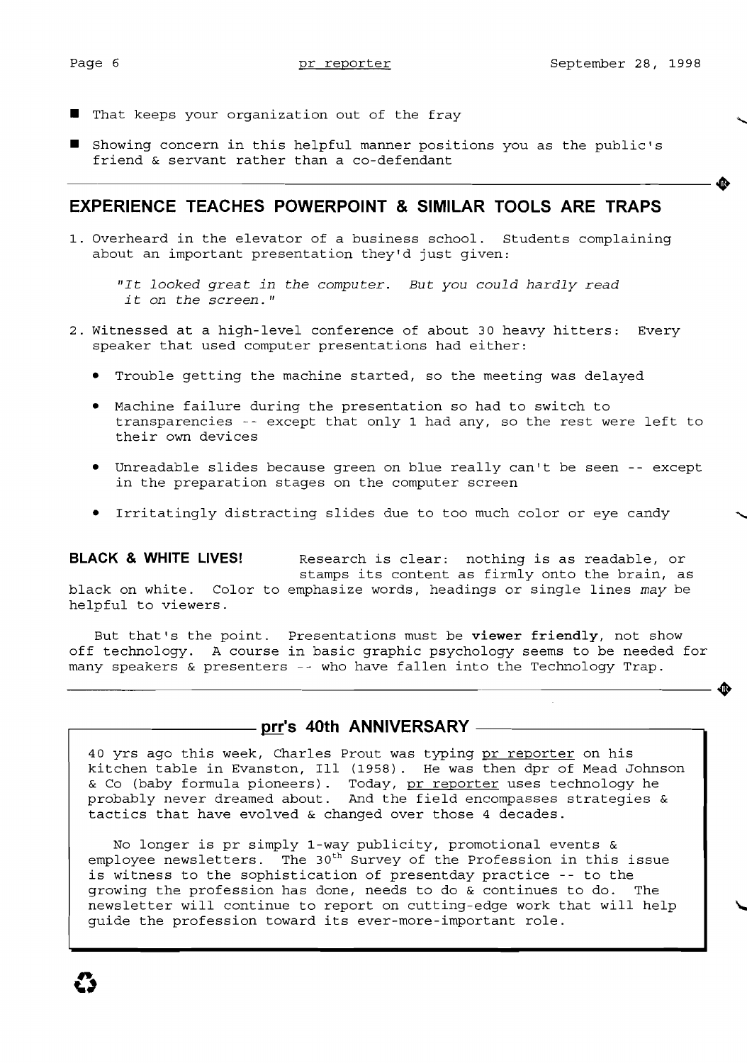- That keeps your organization out of the fray

- Showing concern in this helpful manner positions you as the public's friend & servant rather than a co-defendant

---

## EXPERIENCE TEACHES POWERPOINT & SIMILAR TOOLS ARE TRAPS

1. Overheard in the elevator of a business school. Students complaining about an important presentation they'd just given:

   *"It looked great in the computer. But you could hardly read it on the screen."*

2. Witnessed at a high-level conference of about 30 heavy hitters: Every speaker that used computer presentations had either:

   - Trouble getting the machine started, so the meeting was delayed
   - Machine failure during the presentation so had to switch to transparencies -- except that only 1 had any, so the rest were left to their own devices
   - Unreadable slides because green on blue really can't be seen -- except in the preparation stages on the computer screen
   - Irritatingly distracting slides due to too much color or eye candy

**BLACK & WHITE LIVES!** Research is clear: nothing is as readable, or stamps its content as firmly onto the brain, as black on white. Color to emphasize words, headings or single lines *may* be helpful to viewers.

But that's the point. Presentations must be **viewer friendly**, not show off technology. A course in basic graphic psychology seems to be needed for many speakers & presenters -- who have fallen into the Technology Trap.

---

### prr's 40th ANNIVERSARY

40 yrs ago this week, Charles Prout was typing pr reporter on his kitchen table in Evanston, Ill (1958). He was then dpr of Mead Johnson & Co (baby formula pioneers). Today, pr reporter uses technology he probably never dreamed about. And the field encompasses strategies & tactics that have evolved & changed over those 4 decades.

No longer is pr simply 1-way publicity, promotional events & employee newsletters. The 30th Survey of the Profession in this issue is witness to the sophistication of presentday practice -- to the growing the profession has done, needs to do & continues to do. The newsletter will continue to report on cutting-edge work that will help guide the profession toward its ever-more-important role.